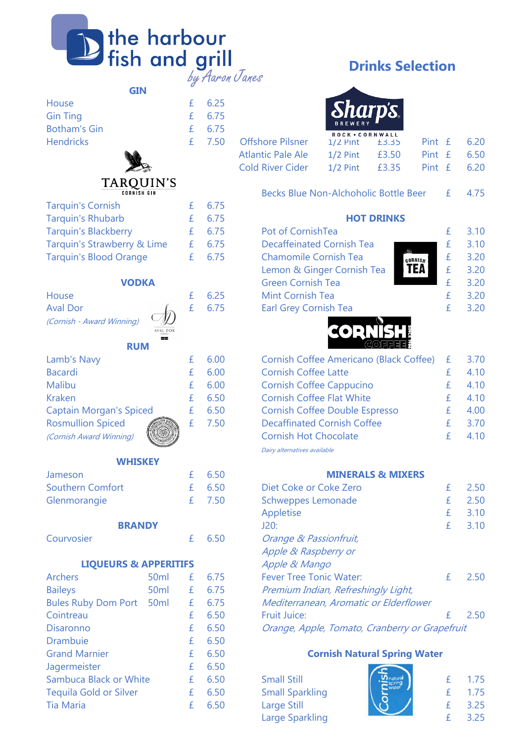# the harbour fish and grill

*by Aaron Janes*

## Drinks Selection

### GIN

| | | |
|---|---|---|
| House | £ | 6.25 |
| Gin Ting | £ | 6.75 |
| Botham's Gin | £ | 6.75 |
| Hendricks | £ | 7.50 |

TARQUIN'S CORNISH GIN

| | | |
|---|---|---|
| Tarquin's Cornish | £ | 6.75 |
| Tarquin's Rhubarb | £ | 6.75 |
| Tarquin's Blackberry | £ | 6.75 |
| Tarquin's Strawberry & Lime | £ | 6.75 |
| Tarquin's Blood Orange | £ | 6.75 |

### VODKA

| | | |
|---|---|---|
| House | £ | 6.25 |
| Aval Dor | £ | 6.75 |

*(Cornish - Award Winning)*

### RUM

| | | |
|---|---|---|
| Lamb's Navy | £ | 6.00 |
| Bacardi | £ | 6.00 |
| Malibu | £ | 6.00 |
| Kraken | £ | 6.50 |
| Captain Morgan's Spiced | £ | 6.50 |
| Rosmullion Spiced | £ | 7.50 |

*(Cornish Award Winning)*

### WHISKEY

| | | |
|---|---|---|
| Jameson | £ | 6.50 |
| Southern Comfort | £ | 6.50 |
| Glenmorangie | £ | 7.50 |

### BRANDY

| | | |
|---|---|---|
| Courvosier | £ | 6.50 |

### LIQUEURS & APPERITIFS

| | | | |
|---|---|---|---|
| Archers | 50ml | £ | 6.75 |
| Baileys | 50ml | £ | 6.75 |
| Bules Ruby Dom Port | 50ml | £ | 6.75 |
| Cointreau | | £ | 6.50 |
| Disaronno | | £ | 6.50 |
| Drambuie | | £ | 6.50 |
| Grand Marnier | | £ | 6.50 |
| Jagermeister | | £ | 6.50 |
| Sambuca Black or White | | £ | 6.50 |
| Tequila Gold or Silver | | £ | 6.50 |
| Tia Maria | | £ | 6.50 |

Sharp's BREWERY ROCK • CORNWALL

| | | | | |
|---|---|---|---|---|
| Offshore Pilsner | 1/2 Pint | £3.35 | Pint £ | 6.20 |
| Atlantic Pale Ale | 1/2 Pint | £3.50 | Pint £ | 6.50 |
| Cold River Cider | 1/2 Pint | £3.35 | Pint £ | 6.20 |

| | | |
|---|---|---|
| Becks Blue Non-Alchoholic Bottle Beer | £ | 4.75 |

### HOT DRINKS

| | | |
|---|---|---|
| Pot of CornishTea | £ | 3.10 |
| Decaffeinated Cornish Tea | £ | 3.10 |
| Chamomile Cornish Tea | £ | 3.20 |
| Lemon & Ginger Cornish Tea | £ | 3.20 |
| Green Cornish Tea | £ | 3.20 |
| Mint Cornish Tea | £ | 3.20 |
| Earl Grey Cornish Tea | £ | 3.20 |

CORNISH COFFEE

| | | |
|---|---|---|
| Cornish Coffee Americano (Black Coffee) | £ | 3.70 |
| Cornish Coffee Latte | £ | 4.10 |
| Cornish Coffee Cappucino | £ | 4.10 |
| Cornish Coffee Flat White | £ | 4.10 |
| Cornish Coffee Double Espresso | £ | 4.00 |
| Decaffinated Cornish Coffee | £ | 3.70 |
| Cornish Hot Chocolate | £ | 4.10 |

*Dairy alternatives available*

### MINERALS & MIXERS

| | | |
|---|---|---|
| Diet Coke or Coke Zero | £ | 2.50 |
| Schweppes Lemonade | £ | 2.50 |
| Appletise | £ | 3.10 |
| J20: | £ | 3.10 |

*Orange & Passionfruit, Apple & Raspberry or Apple & Mango*

| | | |
|---|---|---|
| Fever Tree Tonic Water: | £ | 2.50 |

*Premium Indian, Refreshingly Light, Mediterranean, Aromatic or Elderflower*

| | | |
|---|---|---|
| Fruit Juice: | £ | 2.50 |

*Orange, Apple, Tomato, Cranberry or Grapefruit*

### Cornish Natural Spring Water

| | | |
|---|---|---|
| Small Still | £ | 1.75 |
| Small Sparkling | £ | 1.75 |
| Large Still | £ | 3.25 |
| Large Sparkling | £ | 3.25 |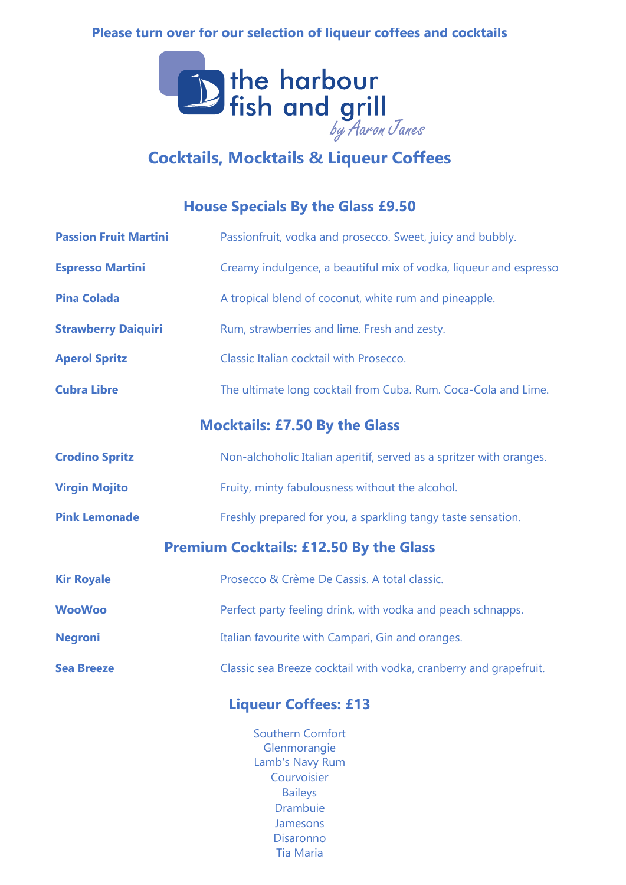**Please turn over for our selection of liqueur coffees and cocktails**

the harbour fish and grill

*by Aaron James*

# Cocktails, Mocktails & Liqueur Coffees

## House Specials By the Glass £9.50

| | |
|---|---|
| **Passion Fruit Martini** | Passionfruit, vodka and prosecco. Sweet, juicy and bubbly. |
| **Espresso Martini** | Creamy indulgence, a beautiful mix of vodka, liqueur and espresso |
| **Pina Colada** | A tropical blend of coconut, white rum and pineapple. |
| **Strawberry Daiquiri** | Rum, strawberries and lime. Fresh and zesty. |
| **Aperol Spritz** | Classic Italian cocktail with Prosecco. |
| **Cubra Libre** | The ultimate long cocktail from Cuba. Rum. Coca-Cola and Lime. |

## Mocktails: £7.50 By the Glass

| | |
|---|---|
| **Crodino Spritz** | Non-alchoholic Italian aperitif, served as a spritzer with oranges. |
| **Virgin Mojito** | Fruity, minty fabulousness without the alcohol. |
| **Pink Lemonade** | Freshly prepared for you, a sparkling tangy taste sensation. |

## Premium Cocktails: £12.50 By the Glass

| | |
|---|---|
| **Kir Royale** | Prosecco & Crème De Cassis. A total classic. |
| **WooWoo** | Perfect party feeling drink, with vodka and peach schnapps. |
| **Negroni** | Italian favourite with Campari, Gin and oranges. |
| **Sea Breeze** | Classic sea Breeze cocktail with vodka, cranberry and grapefruit. |

## Liqueur Coffees: £13

Southern Comfort
Glenmorangie
Lamb's Navy Rum
Courvoisier
Baileys
Drambuie
Jamesons
Disaronno
Tia Maria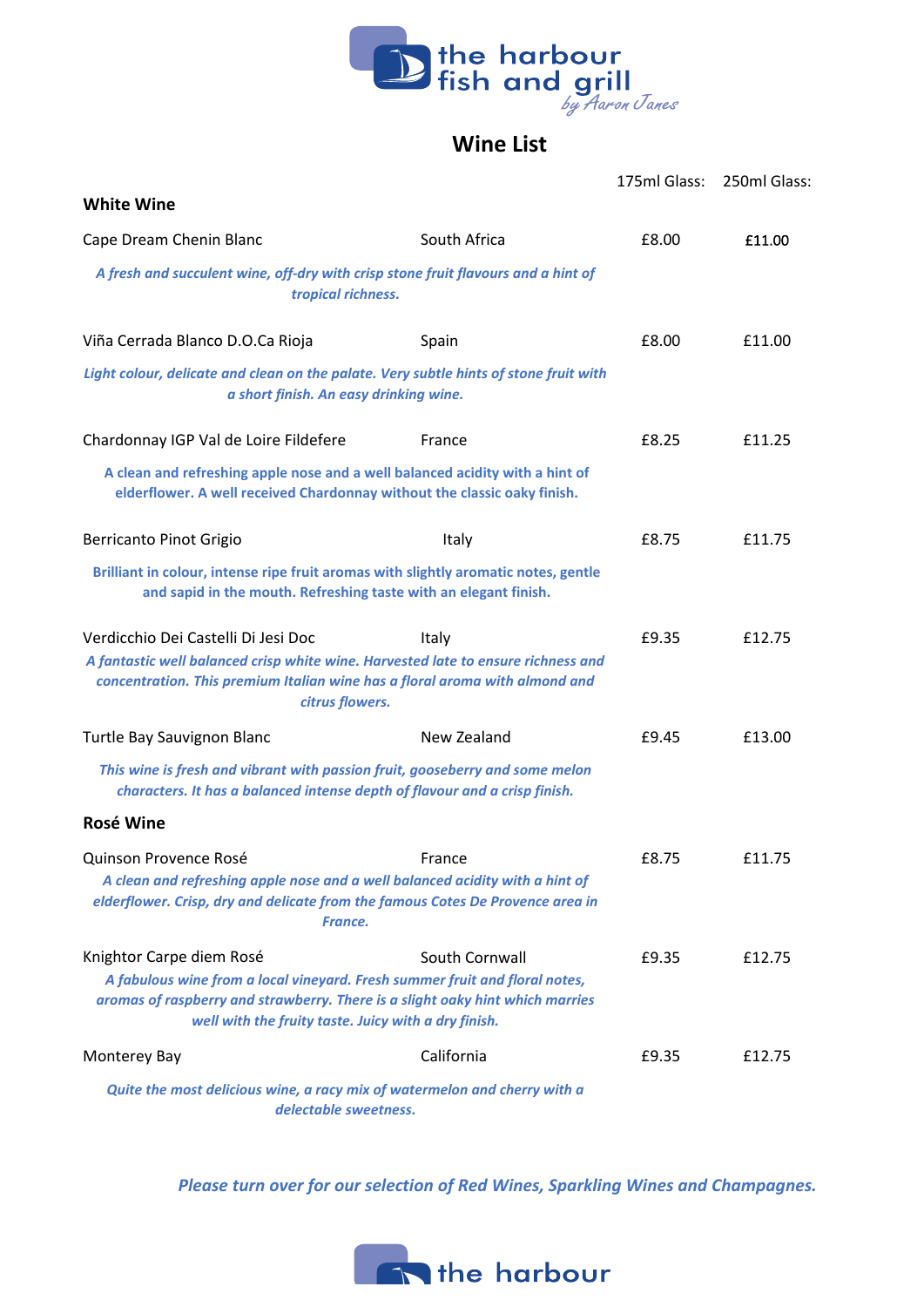the harbour fish and grill *by Aaron Janes*

# Wine List

| | | 175ml Glass: | 250ml Glass: |
|---|---|---|---|
| **White Wine** | | | |
| Cape Dream Chenin Blanc | South Africa | £8.00 | £11.00 |
| *A fresh and succulent wine, off-dry with crisp stone fruit flavours and a hint of tropical richness.* | | | |
| Viña Cerrada Blanco D.O.Ca Rioja | Spain | £8.00 | £11.00 |
| *Light colour, delicate and clean on the palate. Very subtle hints of stone fruit with a short finish. An easy drinking wine.* | | | |
| Chardonnay IGP Val de Loire Fildefere | France | £8.25 | £11.25 |
| **A clean and refreshing apple nose and a well balanced acidity with a hint of elderflower. A well received Chardonnay without the classic oaky finish.** | | | |
| Berricanto Pinot Grigio | Italy | £8.75 | £11.75 |
| **Brilliant in colour, intense ripe fruit aromas with slightly aromatic notes, gentle and sapid in the mouth. Refreshing taste with an elegant finish.** | | | |
| Verdicchio Dei Castelli Di Jesi Doc | Italy | £9.35 | £12.75 |
| *A fantastic well balanced crisp white wine. Harvested late to ensure richness and concentration. This premium Italian wine has a floral aroma with almond and citrus flowers.* | | | |
| Turtle Bay Sauvignon Blanc | New Zealand | £9.45 | £13.00 |
| *This wine is fresh and vibrant with passion fruit, gooseberry and some melon characters. It has a balanced intense depth of flavour and a crisp finish.* | | | |
| **Rosé Wine** | | | |
| Quinson Provence Rosé | France | £8.75 | £11.75 |
| *A clean and refreshing apple nose and a well balanced acidity with a hint of elderflower. Crisp, dry and delicate from the famous Cotes De Provence area in France.* | | | |
| Knightor Carpe diem Rosé | South Cornwall | £9.35 | £12.75 |
| *A fabulous wine from a local vineyard. Fresh summer fruit and floral notes, aromas of raspberry and strawberry. There is a slight oaky hint which marries well with the fruity taste. Juicy with a dry finish.* | | | |
| Monterey Bay | California | £9.35 | £12.75 |
| *Quite the most delicious wine, a racy mix of watermelon and cherry with a delectable sweetness.* | | | |

*Please turn over for our selection of Red Wines, Sparkling Wines and Champagnes.*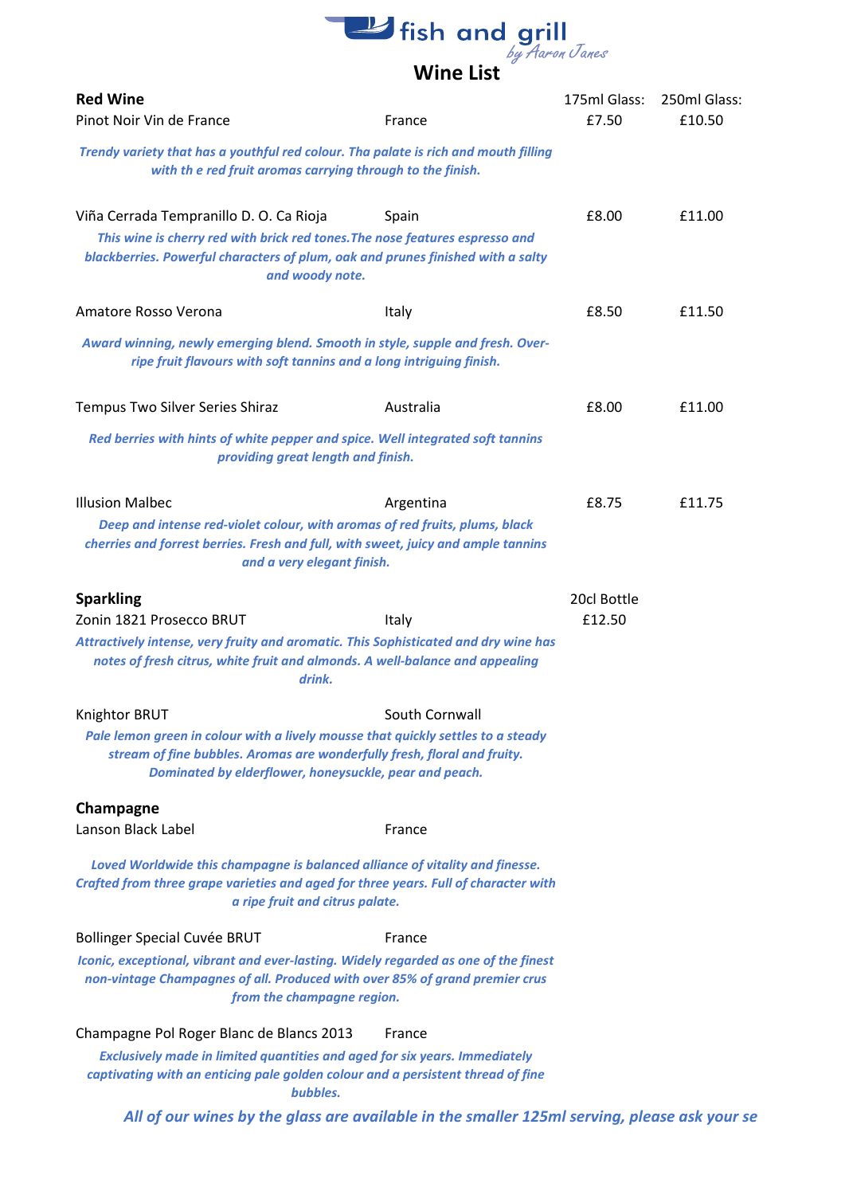# fish and grill
*by Aaron James*

## Wine List

| **Red Wine** | | 175ml Glass: | 250ml Glass: |
|---|---|---|---|
| Pinot Noir Vin de France | France | £7.50 | £10.50 |

***Trendy variety that has a youthful red colour. Tha palate is rich and mouth filling with th e red fruit aromas carrying through to the finish.***

| | | | |
|---|---|---|---|
| Viña Cerrada Tempranillo D. O. Ca Rioja | Spain | £8.00 | £11.00 |

***This wine is cherry red with brick red tones.The nose features espresso and blackberries. Powerful characters of plum, oak and prunes finished with a salty and woody note.***

| | | | |
|---|---|---|---|
| Amatore Rosso Verona | Italy | £8.50 | £11.50 |

***Award winning, newly emerging blend. Smooth in style, supple and fresh. Over-ripe fruit flavours with soft tannins and a long intriguing finish.***

| | | | |
|---|---|---|---|
| Tempus Two Silver Series Shiraz | Australia | £8.00 | £11.00 |

***Red berries with hints of white pepper and spice. Well integrated soft tannins providing great length and finish.***

| | | | |
|---|---|---|---|
| Illusion Malbec | Argentina | £8.75 | £11.75 |

***Deep and intense red-violet colour, with aromas of red fruits, plums, black cherries and forrest berries. Fresh and full, with sweet, juicy and ample tannins and a very elegant finish.***

| **Sparkling** | | 20cl Bottle |
|---|---|---|
| Zonin 1821 Prosecco BRUT | Italy | £12.50 |

***Attractively intense, very fruity and aromatic. This Sophisticated and dry wine has notes of fresh citrus, white fruit and almonds. A well-balance and appealing drink.***

Knightor BRUT — South Cornwall

***Pale lemon green in colour with a lively mousse that quickly settles to a steady stream of fine bubbles. Aromas are wonderfully fresh, floral and fruity. Dominated by elderflower, honeysuckle, pear and peach.***

**Champagne**

Lanson Black Label — France

***Loved Worldwide this champagne is balanced alliance of vitality and finesse. Crafted from three grape varieties and aged for three years. Full of character with a ripe fruit and citrus palate.***

Bollinger Special Cuvée BRUT — France

***Iconic, exceptional, vibrant and ever-lasting. Widely regarded as one of the finest non-vintage Champagnes of all. Produced with over 85% of grand premier crus from the champagne region.***

Champagne Pol Roger Blanc de Blancs 2013 — France

***Exclusively made in limited quantities and aged for six years. Immediately captivating with an enticing pale golden colour and a persistent thread of fine bubbles.***

***All of our wines by the glass are available in the smaller 125ml serving, please ask your se***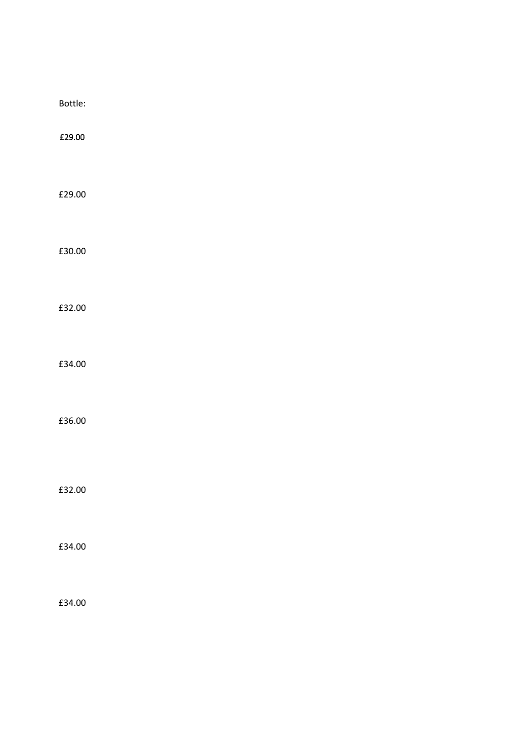Bottle:

£29.00

£29.00

£30.00

£32.00

£34.00

£36.00

£32.00

£34.00

£34.00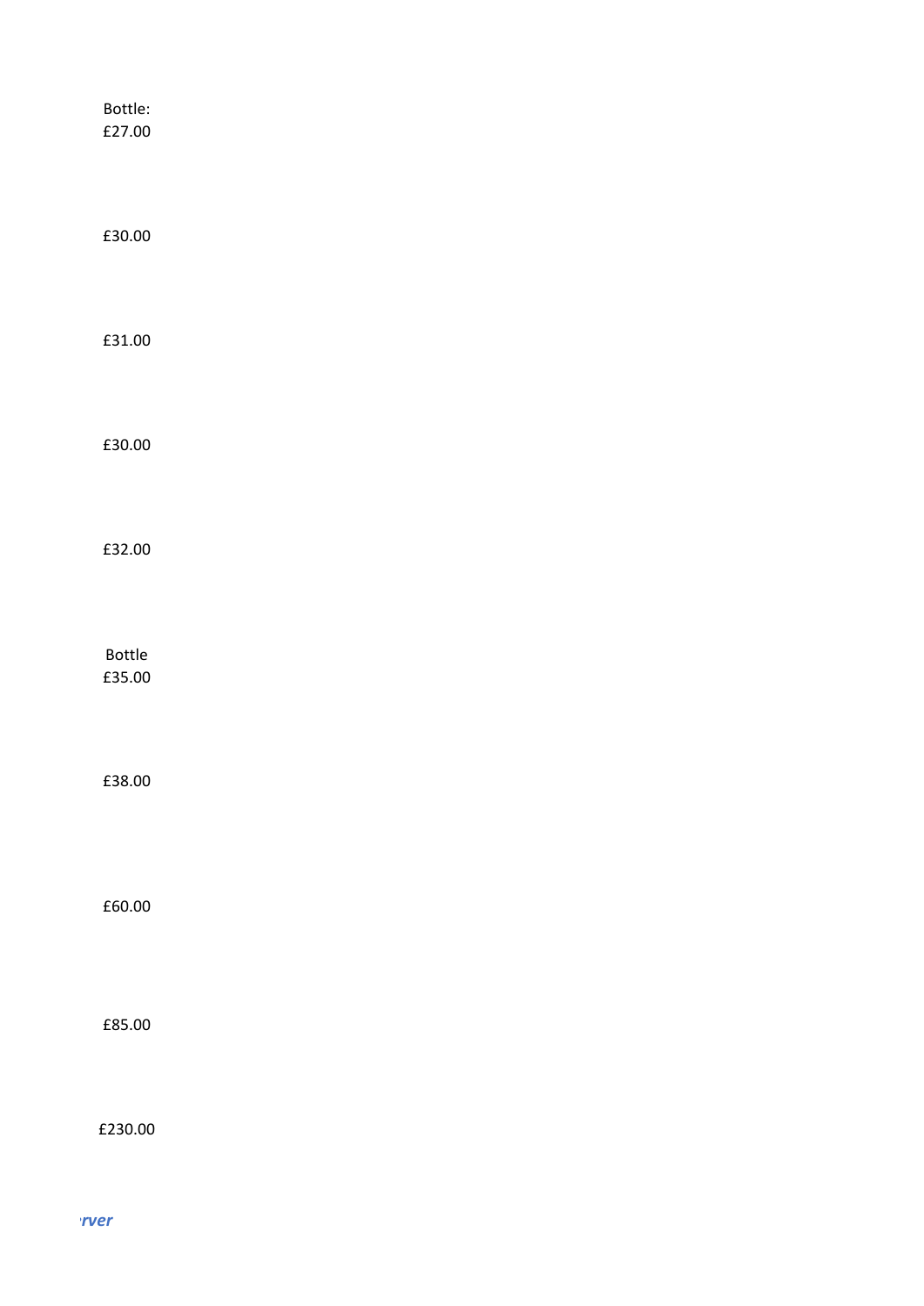Bottle:
£27.00

£30.00

£31.00

£30.00

£32.00

Bottle
£35.00

£38.00

£60.00

£85.00

£230.00

***rver***